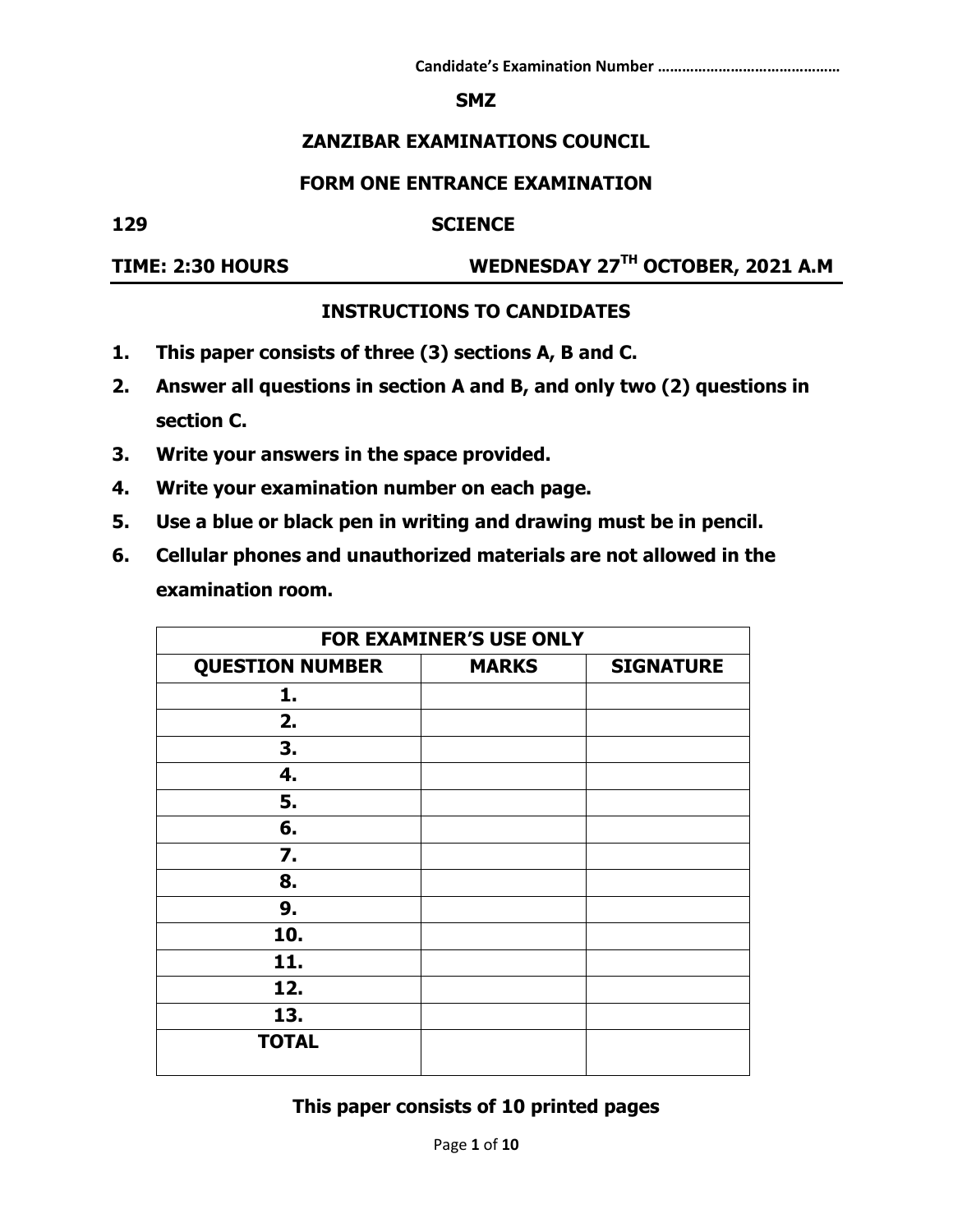**Candidate's Examination Number …………………………………….**

**SMZ**

# ZANZIBAR EXAMINATIONS COUNCIL

## FORM ONE ENTRANCE EXAMINATION

**129 SCIENCE**

**TIME: 2:30 HOURS WEDNESDAY 27TH OCTOBER, 2021 A.M**

---

### INSTRUCTIONS TO CANDIDATES

1. **This paper consists of three (3) sections A, B and C.**
2. **Answer all questions in section A and B, and only two (2) questions in section C.**
3. **Write your answers in the space provided.**
4. **Write your examination number on each page.**
5. **Use a blue or black pen in writing and drawing must be in pencil.**
6. **Cellular phones and unauthorized materials are not allowed in the examination room.**

| FOR EXAMINER'S USE ONLY | | |
|---|---|---|
| **QUESTION NUMBER** | **MARKS** | **SIGNATURE** |
| **1.** | | |
| **2.** | | |
| **3.** | | |
| **4.** | | |
| **5.** | | |
| **6.** | | |
| **7.** | | |
| **8.** | | |
| **9.** | | |
| **10.** | | |
| **11.** | | |
| **12.** | | |
| **13.** | | |
| **TOTAL** | | |

**This paper consists of 10 printed pages**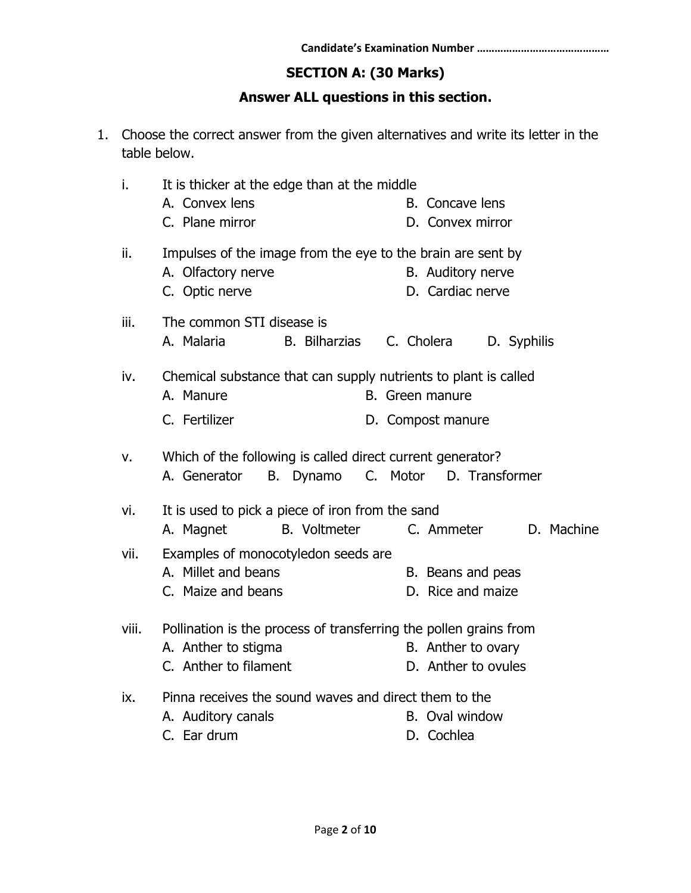Candidate's Examination Number ……………………………………

## SECTION A: (30 Marks)

### Answer ALL questions in this section.

1. Choose the correct answer from the given alternatives and write its letter in the table below.

   i. It is thicker at the edge than at the middle
      A. Convex lens
      B. Concave lens
      C. Plane mirror
      D. Convex mirror

   ii. Impulses of the image from the eye to the brain are sent by
      A. Olfactory nerve
      B. Auditory nerve
      C. Optic nerve
      D. Cardiac nerve

   iii. The common STI disease is
      A. Malaria
      B. Bilharzias
      C. Cholera
      D. Syphilis

   iv. Chemical substance that can supply nutrients to plant is called
      A. Manure
      B. Green manure
      C. Fertilizer
      D. Compost manure

   v. Which of the following is called direct current generator?
      A. Generator
      B. Dynamo
      C. Motor
      D. Transformer

   vi. It is used to pick a piece of iron from the sand
      A. Magnet
      B. Voltmeter
      C. Ammeter
      D. Machine

   vii. Examples of monocotyledon seeds are
      A. Millet and beans
      B. Beans and peas
      C. Maize and beans
      D. Rice and maize

   viii. Pollination is the process of transferring the pollen grains from
      A. Anther to stigma
      B. Anther to ovary
      C. Anther to filament
      D. Anther to ovules

   ix. Pinna receives the sound waves and direct them to the
      A. Auditory canals
      B. Oval window
      C. Ear drum
      D. Cochlea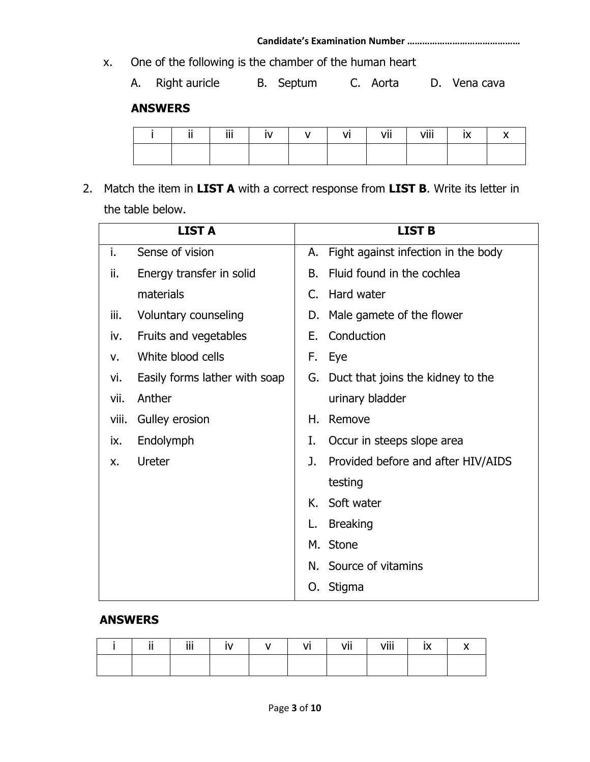x. One of the following is the chamber of the human heart

A. Right auricle B. Septum C. Aorta D. Vena cava

**ANSWERS**

| i | ii | iii | iv | v | vi | vii | viii | ix | x |
|---|---|---|---|---|---|---|---|---|---|
| | | | | | | | | | |

2. Match the item in **LIST A** with a correct response from **LIST B**. Write its letter in the table below.

| LIST A | LIST B |
|---|---|
| i. Sense of vision | A. Fight against infection in the body |
| ii. Energy transfer in solid materials | B. Fluid found in the cochlea |
| iii. Voluntary counseling | C. Hard water |
| iv. Fruits and vegetables | D. Male gamete of the flower |
| v. White blood cells | E. Conduction |
| vi. Easily forms lather with soap | F. Eye |
| vii. Anther | G. Duct that joins the kidney to the urinary bladder |
| viii. Gulley erosion | H. Remove |
| ix. Endolymph | I. Occur in steeps slope area |
| x. Ureter | J. Provided before and after HIV/AIDS testing |
| | K. Soft water |
| | L. Breaking |
| | M. Stone |
| | N. Source of vitamins |
| | O. Stigma |

**ANSWERS**

| i | ii | iii | iv | v | vi | vii | viii | ix | x |
|---|---|---|---|---|---|---|---|---|---|
| | | | | | | | | | |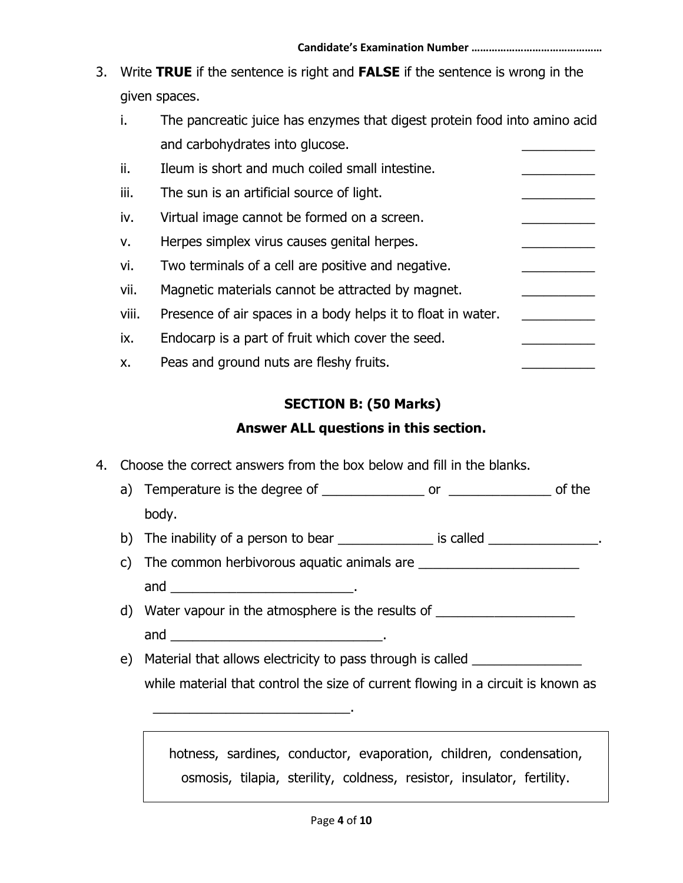Candidate's Examination Number ……………………………………

3. Write **TRUE** if the sentence is right and **FALSE** if the sentence is wrong in the given spaces.

    i. The pancreatic juice has enzymes that digest protein food into amino acid and carbohydrates into glucose. __________
    
    ii. Ileum is short and much coiled small intestine. __________
    
    iii. The sun is an artificial source of light. __________
    
    iv. Virtual image cannot be formed on a screen. __________
    
    v. Herpes simplex virus causes genital herpes. __________
    
    vi. Two terminals of a cell are positive and negative. __________
    
    vii. Magnetic materials cannot be attracted by magnet. __________
    
    viii. Presence of air spaces in a body helps it to float in water. __________
    
    ix. Endocarp is a part of fruit which cover the seed. __________
    
    x. Peas and ground nuts are fleshy fruits. __________

## SECTION B: (50 Marks)

### Answer ALL questions in this section.

4. Choose the correct answers from the box below and fill in the blanks.

    a) Temperature is the degree of ______________ or ______________ of the body.
    
    b) The inability of a person to bear _____________ is called _______________.
    
    c) The common herbivorous aquatic animals are ______________________ and _________________________.
    
    d) Water vapour in the atmosphere is the results of ___________________ and _____________________________.
    
    e) Material that allows electricity to pass through is called _______________ while material that control the size of current flowing in a circuit is known as ___________________________.

| hotness, sardines, conductor, evaporation, children, condensation, osmosis, tilapia, sterility, coldness, resistor, insulator, fertility. |
|---|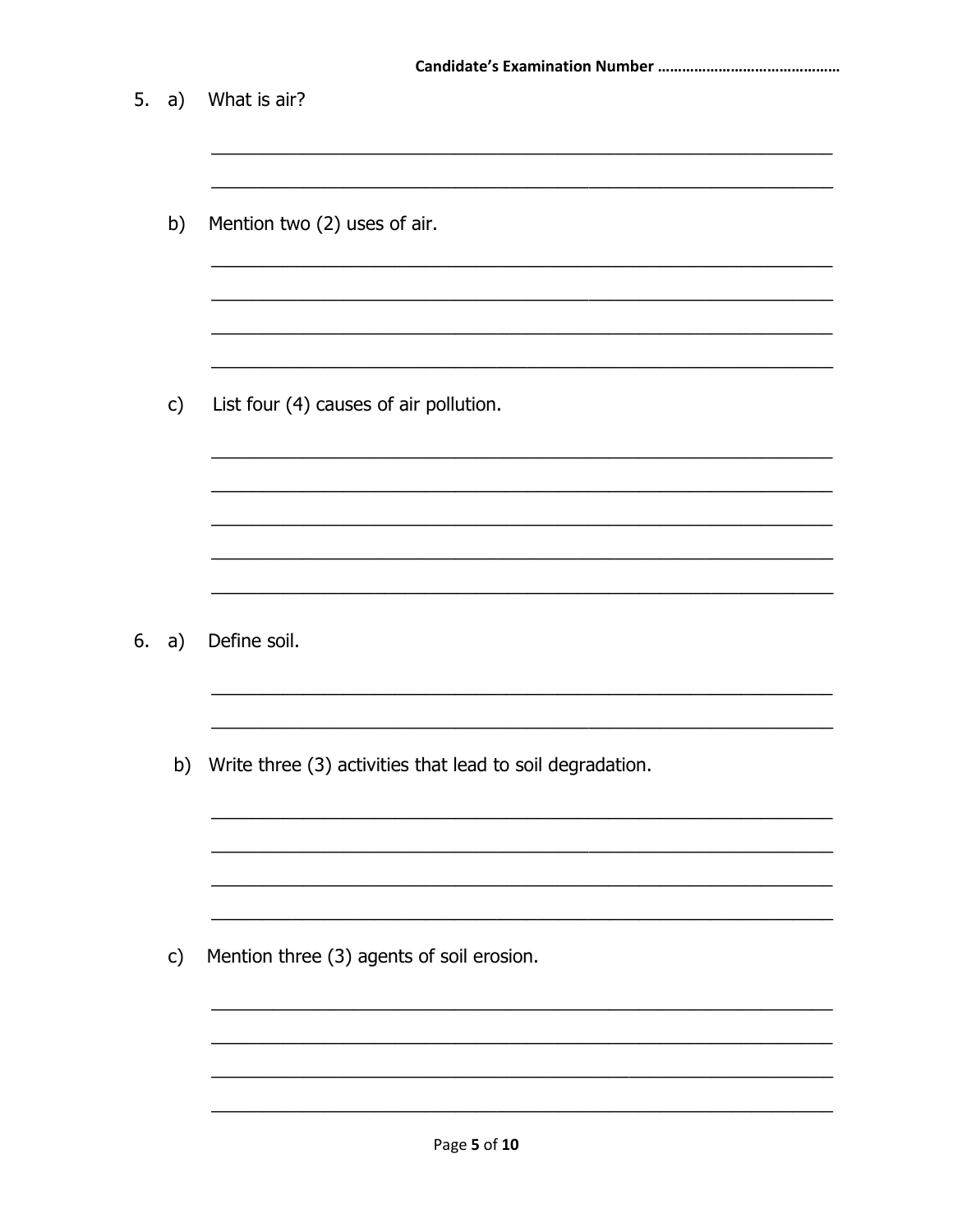Candidate's Examination Number ……………………………………

5. a) What is air?

_______________________________________________

_______________________________________________

b) Mention two (2) uses of air.

_______________________________________________

_______________________________________________

_______________________________________________

_______________________________________________

c) List four (4) causes of air pollution.

_______________________________________________

_______________________________________________

_______________________________________________

_______________________________________________

_______________________________________________

6. a) Define soil.

_______________________________________________

_______________________________________________

b) Write three (3) activities that lead to soil degradation.

_______________________________________________

_______________________________________________

_______________________________________________

_______________________________________________

c) Mention three (3) agents of soil erosion.

_______________________________________________

_______________________________________________

_______________________________________________

_______________________________________________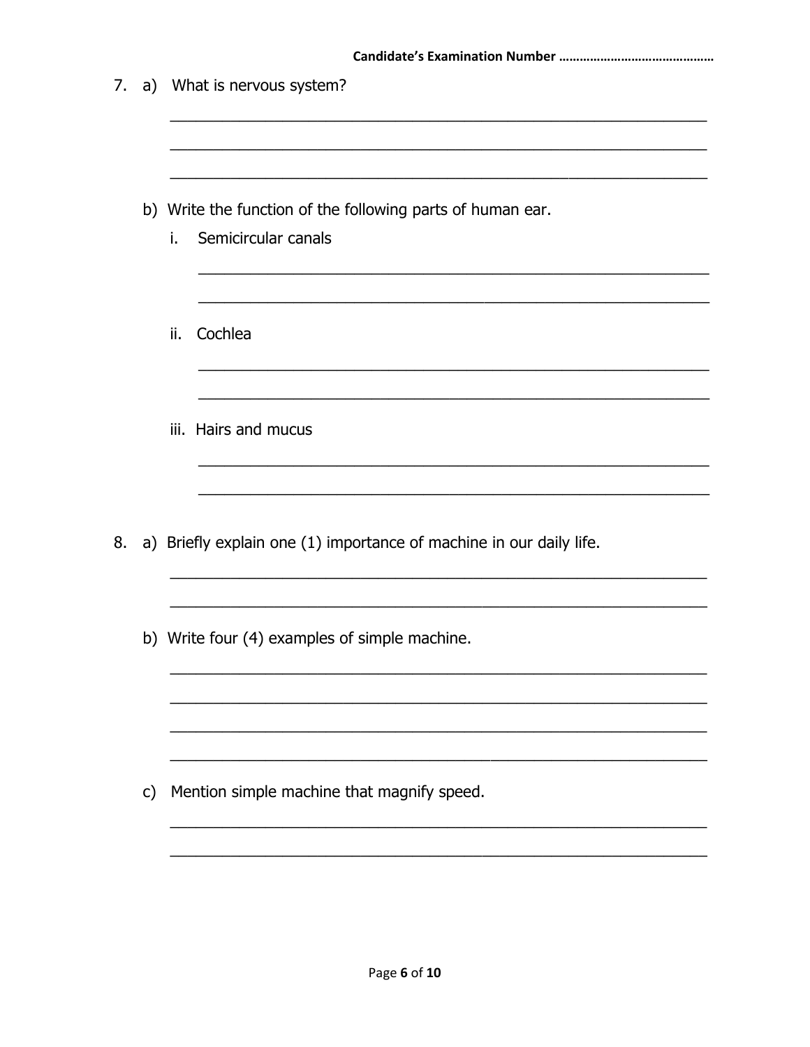Candidate's Examination Number ……………………………………

7. a) What is nervous system?

______________________________________________________________

______________________________________________________________

______________________________________________________________

b) Write the function of the following parts of human ear.

i. Semicircular canals

______________________________________________________________

______________________________________________________________

ii. Cochlea

______________________________________________________________

______________________________________________________________

iii. Hairs and mucus

______________________________________________________________

______________________________________________________________

8. a) Briefly explain one (1) importance of machine in our daily life.

______________________________________________________________

______________________________________________________________

b) Write four (4) examples of simple machine.

______________________________________________________________

______________________________________________________________

______________________________________________________________

______________________________________________________________

c) Mention simple machine that magnify speed.

______________________________________________________________

______________________________________________________________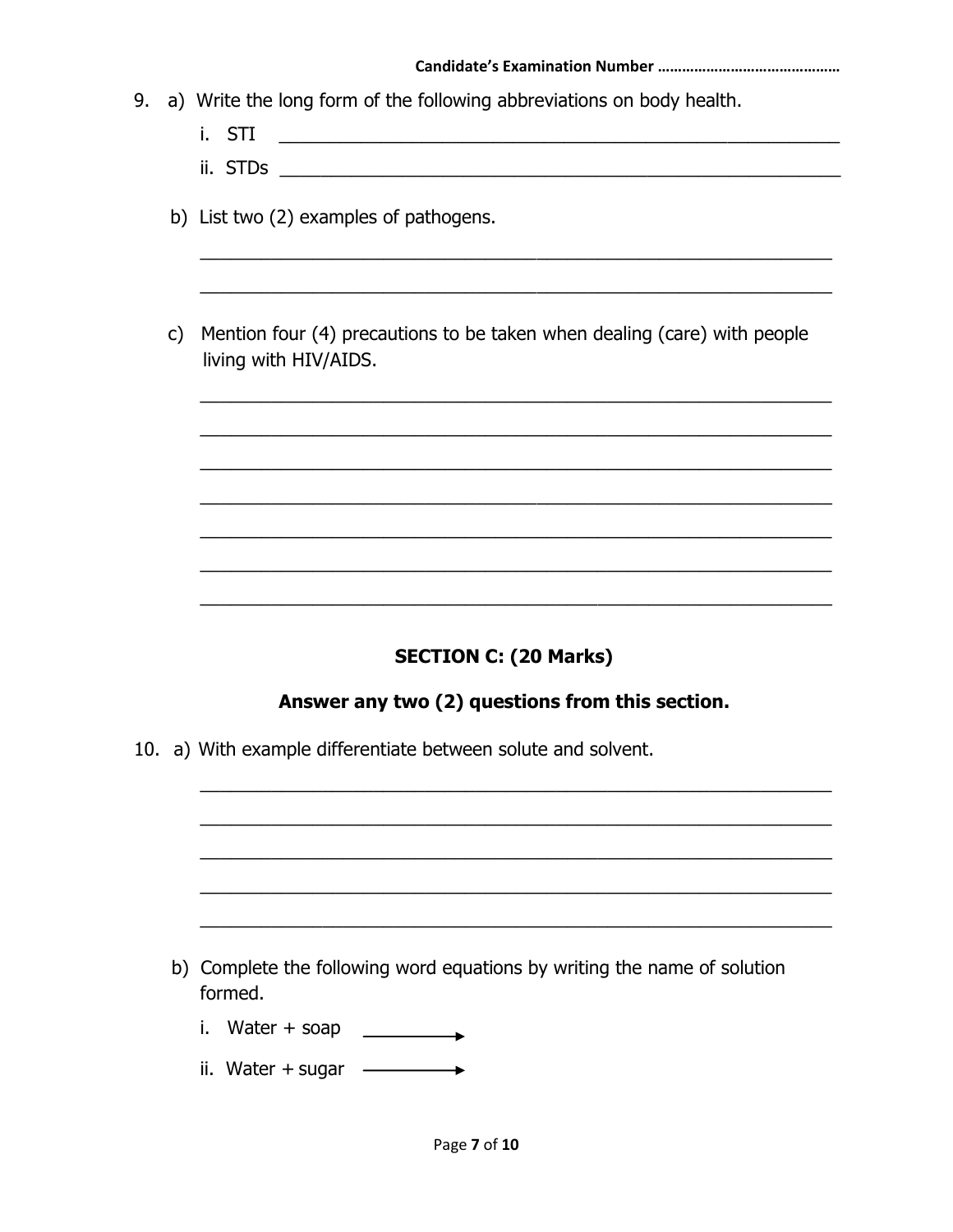Candidate's Examination Number ……………………………………

9. a) Write the long form of the following abbreviations on body health.

   i. STI ________________________________________________

   ii. STDs ________________________________________________

   b) List two (2) examples of pathogens.

   ________________________________________________

   ________________________________________________

   c) Mention four (4) precautions to be taken when dealing (care) with people living with HIV/AIDS.

   ________________________________________________

   ________________________________________________

   ________________________________________________

   ________________________________________________

   ________________________________________________

   ________________________________________________

   ________________________________________________

## SECTION C: (20 Marks)

**Answer any two (2) questions from this section.**

10. a) With example differentiate between solute and solvent.

   ________________________________________________

   ________________________________________________

   ________________________________________________

   ________________________________________________

   ________________________________________________

   b) Complete the following word equations by writing the name of solution formed.

   i. Water + soap $\longrightarrow$

   ii. Water + sugar $\longrightarrow$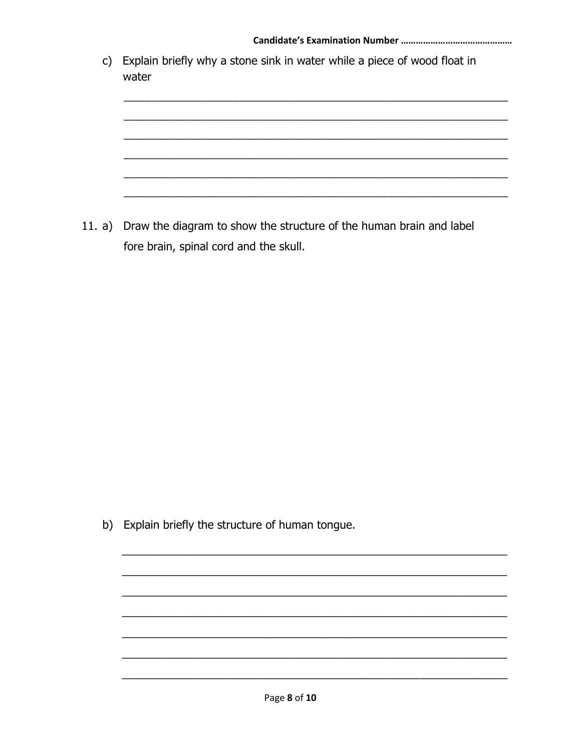**Candidate's Examination Number ……………………………………**

c) Explain briefly why a stone sink in water while a piece of wood float in water

______________________________________________________________________

______________________________________________________________________

______________________________________________________________________

______________________________________________________________________

______________________________________________________________________

______________________________________________________________________

11. a) Draw the diagram to show the structure of the human brain and label fore brain, spinal cord and the skull.

b) Explain briefly the structure of human tongue.

______________________________________________________________________

______________________________________________________________________

______________________________________________________________________

______________________________________________________________________

______________________________________________________________________

______________________________________________________________________

______________________________________________________________________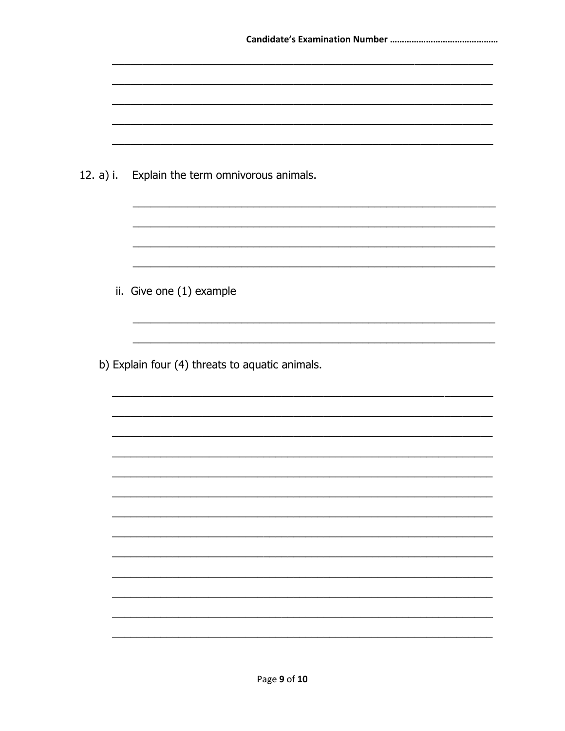12. a) i. Explain the term omnivorous animals.

ii. Give one (1) example

b) Explain four (4) threats to aquatic animals.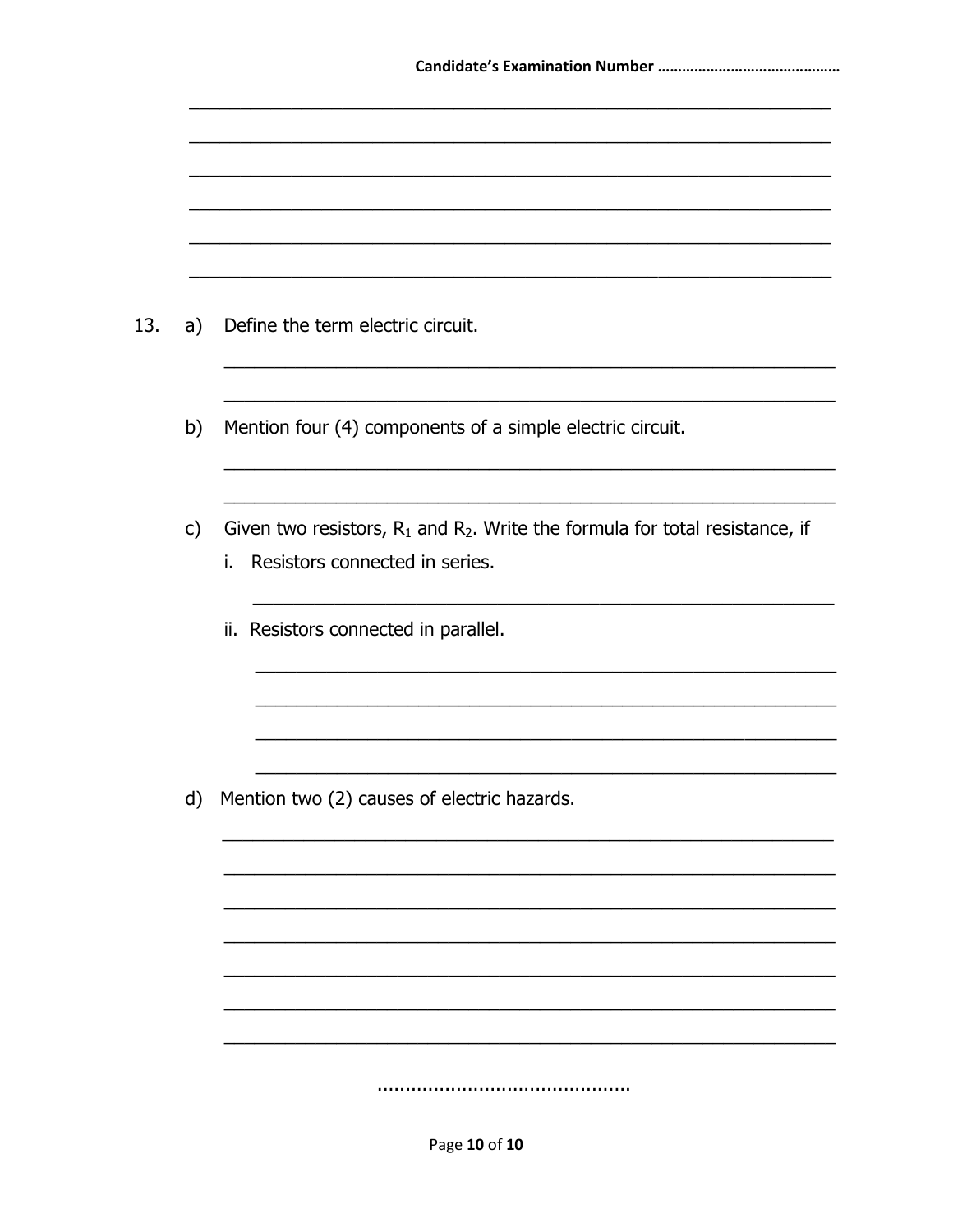13. a) Define the term electric circuit.

    b) Mention four (4) components of a simple electric circuit.

    c) Given two resistors, $R_1$ and $R_2$. Write the formula for total resistance, if

       i. Resistors connected in series.

       ii. Resistors connected in parallel.

    d) Mention two (2) causes of electric hazards.

............................................